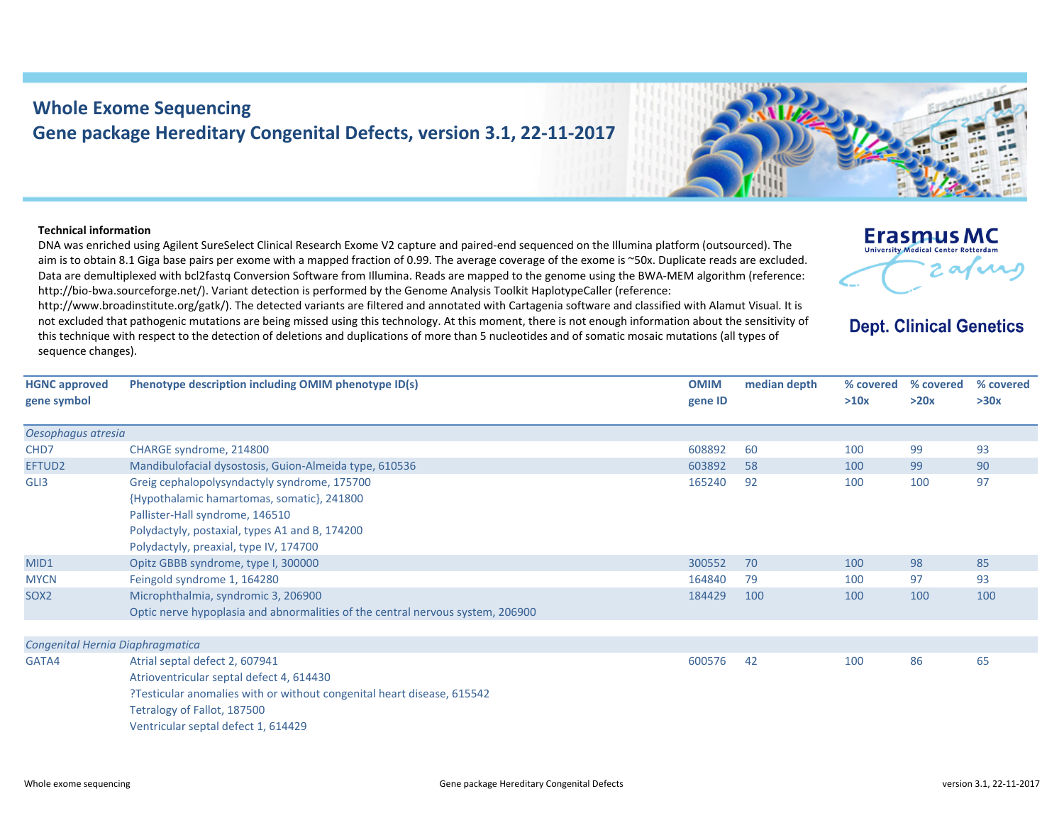# Whole Exome Sequencing

## Gene package Hereditary Congenital Defects, version 3.1, 22-11-2017

Erasmus MC University Medical Center Rotterdam

Dept. Clinical Genetics

**Technical information**

DNA was enriched using Agilent SureSelect Clinical Research Exome V2 capture and paired-end sequenced on the Illumina platform (outsourced). The aim is to obtain 8.1 Giga base pairs per exome with a mapped fraction of 0.99. The average coverage of the exome is ~50x. Duplicate reads are excluded. Data are demultiplexed with bcl2fastq Conversion Software from Illumina. Reads are mapped to the genome using the BWA-MEM algorithm (reference: http://bio-bwa.sourceforge.net/). Variant detection is performed by the Genome Analysis Toolkit HaplotypeCaller (reference: http://www.broadinstitute.org/gatk/). The detected variants are filtered and annotated with Cartagenia software and classified with Alamut Visual. It is not excluded that pathogenic mutations are being missed using this technology. At this moment, there is not enough information about the sensitivity of this technique with respect to the detection of deletions and duplications of more than 5 nucleotides and of somatic mosaic mutations (all types of sequence changes).

| HGNC approved gene symbol | Phenotype description including OMIM phenotype ID(s) | OMIM gene ID | median depth | % covered >10x | % covered >20x | % covered >30x |
|---|---|---|---|---|---|---|
| *Oesophagus atresia* | | | | | | |
| CHD7 | CHARGE syndrome, 214800 | 608892 | 60 | 100 | 99 | 93 |
| EFTUD2 | Mandibulofacial dysostosis, Guion-Almeida type, 610536 | 603892 | 58 | 100 | 99 | 90 |
| GLI3 | Greig cephalopolysyndactyly syndrome, 175700<br>{Hypothalamic hamartomas, somatic}, 241800<br>Pallister-Hall syndrome, 146510<br>Polydactyly, postaxial, types A1 and B, 174200<br>Polydactyly, preaxial, type IV, 174700 | 165240 | 92 | 100 | 100 | 97 |
| MID1 | Opitz GBBB syndrome, type I, 300000 | 300552 | 70 | 100 | 98 | 85 |
| MYCN | Feingold syndrome 1, 164280 | 164840 | 79 | 100 | 97 | 93 |
| SOX2 | Microphthalmia, syndromic 3, 206900<br>Optic nerve hypoplasia and abnormalities of the central nervous system, 206900 | 184429 | 100 | 100 | 100 | 100 |
| *Congenital Hernia Diaphragmatica* | | | | | | |
| GATA4 | Atrial septal defect 2, 607941<br>Atrioventricular septal defect 4, 614430<br>?Testicular anomalies with or without congenital heart disease, 615542<br>Tetralogy of Fallot, 187500<br>Ventricular septal defect 1, 614429 | 600576 | 42 | 100 | 86 | 65 |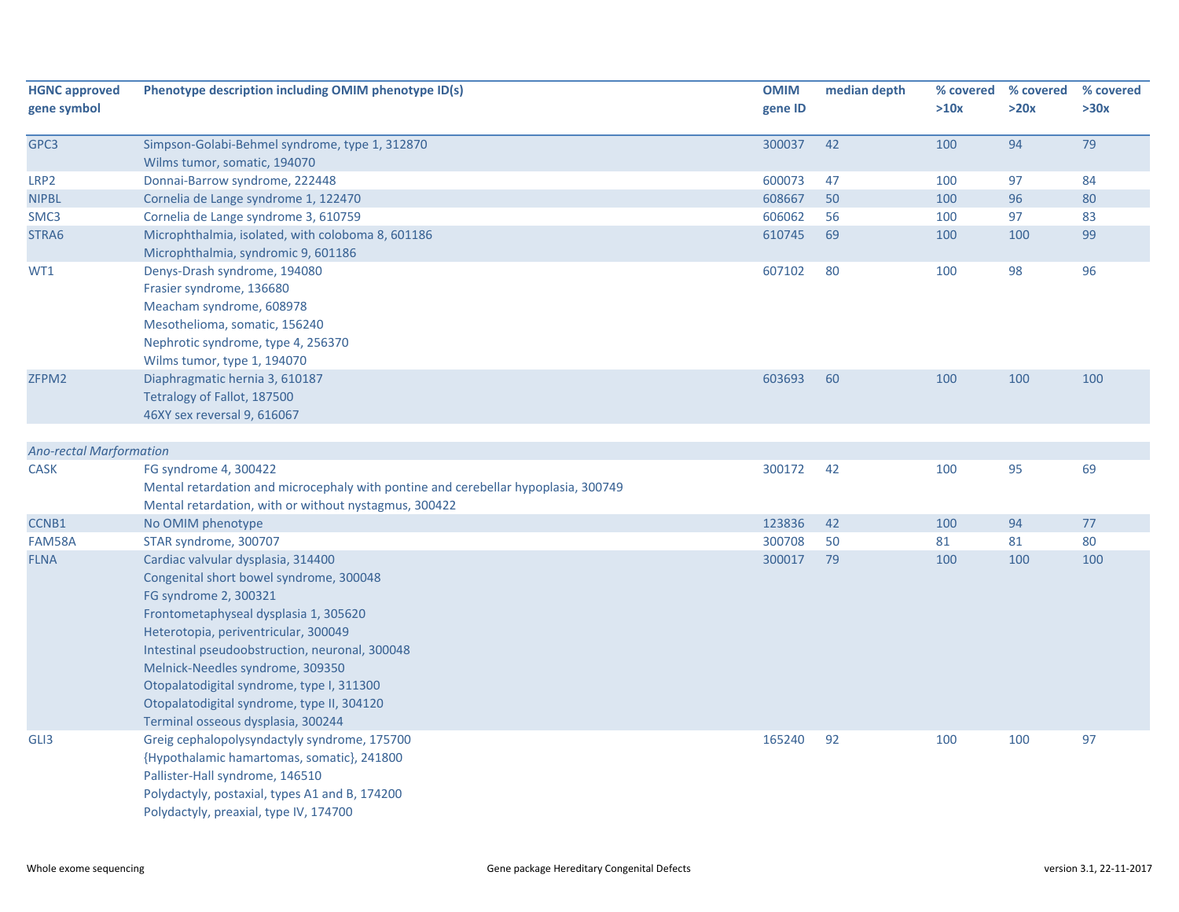| HGNC approved gene symbol | Phenotype description including OMIM phenotype ID(s) | OMIM gene ID | median depth | % covered >10x | % covered >20x | % covered >30x |
|---|---|---|---|---|---|---|
| GPC3 | Simpson-Golabi-Behmel syndrome, type 1, 312870<br>Wilms tumor, somatic, 194070 | 300037 | 42 | 100 | 94 | 79 |
| LRP2 | Donnai-Barrow syndrome, 222448 | 600073 | 47 | 100 | 97 | 84 |
| NIPBL | Cornelia de Lange syndrome 1, 122470 | 608667 | 50 | 100 | 96 | 80 |
| SMC3 | Cornelia de Lange syndrome 3, 610759 | 606062 | 56 | 100 | 97 | 83 |
| STRA6 | Microphthalmia, isolated, with coloboma 8, 601186<br>Microphthalmia, syndromic 9, 601186 | 610745 | 69 | 100 | 100 | 99 |
| WT1 | Denys-Drash syndrome, 194080<br>Frasier syndrome, 136680<br>Meacham syndrome, 608978<br>Mesothelioma, somatic, 156240<br>Nephrotic syndrome, type 4, 256370<br>Wilms tumor, type 1, 194070 | 607102 | 80 | 100 | 98 | 96 |
| ZFPM2 | Diaphragmatic hernia 3, 610187<br>Tetralogy of Fallot, 187500<br>46XY sex reversal 9, 616067 | 603693 | 60 | 100 | 100 | 100 |
| *Ano-rectal Marformation* | | | | | | |
| CASK | FG syndrome 4, 300422<br>Mental retardation and microcephaly with pontine and cerebellar hypoplasia, 300749<br>Mental retardation, with or without nystagmus, 300422 | 300172 | 42 | 100 | 95 | 69 |
| CCNB1 | No OMIM phenotype | 123836 | 42 | 100 | 94 | 77 |
| FAM58A | STAR syndrome, 300707 | 300708 | 50 | 81 | 81 | 80 |
| FLNA | Cardiac valvular dysplasia, 314400<br>Congenital short bowel syndrome, 300048<br>FG syndrome 2, 300321<br>Frontometaphyseal dysplasia 1, 305620<br>Heterotopia, periventricular, 300049<br>Intestinal pseudoobstruction, neuronal, 300048<br>Melnick-Needles syndrome, 309350<br>Otopalatodigital syndrome, type I, 311300<br>Otopalatodigital syndrome, type II, 304120<br>Terminal osseous dysplasia, 300244 | 300017 | 79 | 100 | 100 | 100 |
| GLI3 | Greig cephalopolysyndactyly syndrome, 175700<br>{Hypothalamic hamartomas, somatic}, 241800<br>Pallister-Hall syndrome, 146510<br>Polydactyly, postaxial, types A1 and B, 174200<br>Polydactyly, preaxial, type IV, 174700 | 165240 | 92 | 100 | 100 | 97 |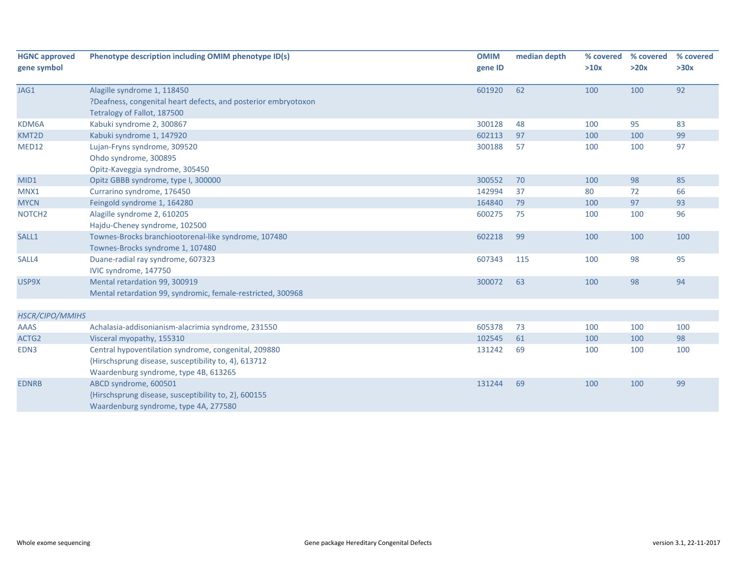| HGNC approved gene symbol | Phenotype description including OMIM phenotype ID(s) | OMIM gene ID | median depth | % covered >10x | % covered >20x | % covered >30x |
|---|---|---|---|---|---|---|
| JAG1 | Alagille syndrome 1, 118450<br>?Deafness, congenital heart defects, and posterior embryotoxon<br>Tetralogy of Fallot, 187500 | 601920 | 62 | 100 | 100 | 92 |
| KDM6A | Kabuki syndrome 2, 300867 | 300128 | 48 | 100 | 95 | 83 |
| KMT2D | Kabuki syndrome 1, 147920 | 602113 | 97 | 100 | 100 | 99 |
| MED12 | Lujan-Fryns syndrome, 309520<br>Ohdo syndrome, 300895<br>Opitz-Kaveggia syndrome, 305450 | 300188 | 57 | 100 | 100 | 97 |
| MID1 | Opitz GBBB syndrome, type I, 300000 | 300552 | 70 | 100 | 98 | 85 |
| MNX1 | Currarino syndrome, 176450 | 142994 | 37 | 80 | 72 | 66 |
| MYCN | Feingold syndrome 1, 164280 | 164840 | 79 | 100 | 97 | 93 |
| NOTCH2 | Alagille syndrome 2, 610205<br>Hajdu-Cheney syndrome, 102500 | 600275 | 75 | 100 | 100 | 96 |
| SALL1 | Townes-Brocks branchiootorenal-like syndrome, 107480<br>Townes-Brocks syndrome 1, 107480 | 602218 | 99 | 100 | 100 | 100 |
| SALL4 | Duane-radial ray syndrome, 607323<br>IVIC syndrome, 147750 | 607343 | 115 | 100 | 98 | 95 |
| USP9X | Mental retardation 99, 300919<br>Mental retardation 99, syndromic, female-restricted, 300968 | 300072 | 63 | 100 | 98 | 94 |
| *HSCR/CIPO/MMIHS* | | | | | | |
| AAAS | Achalasia-addisonianism-alacrimia syndrome, 231550 | 605378 | 73 | 100 | 100 | 100 |
| ACTG2 | Visceral myopathy, 155310 | 102545 | 61 | 100 | 100 | 98 |
| EDN3 | Central hypoventilation syndrome, congenital, 209880<br>{Hirschsprung disease, susceptibility to, 4}, 613712<br>Waardenburg syndrome, type 4B, 613265 | 131242 | 69 | 100 | 100 | 100 |
| EDNRB | ABCD syndrome, 600501<br>{Hirschsprung disease, susceptibility to, 2}, 600155<br>Waardenburg syndrome, type 4A, 277580 | 131244 | 69 | 100 | 100 | 99 |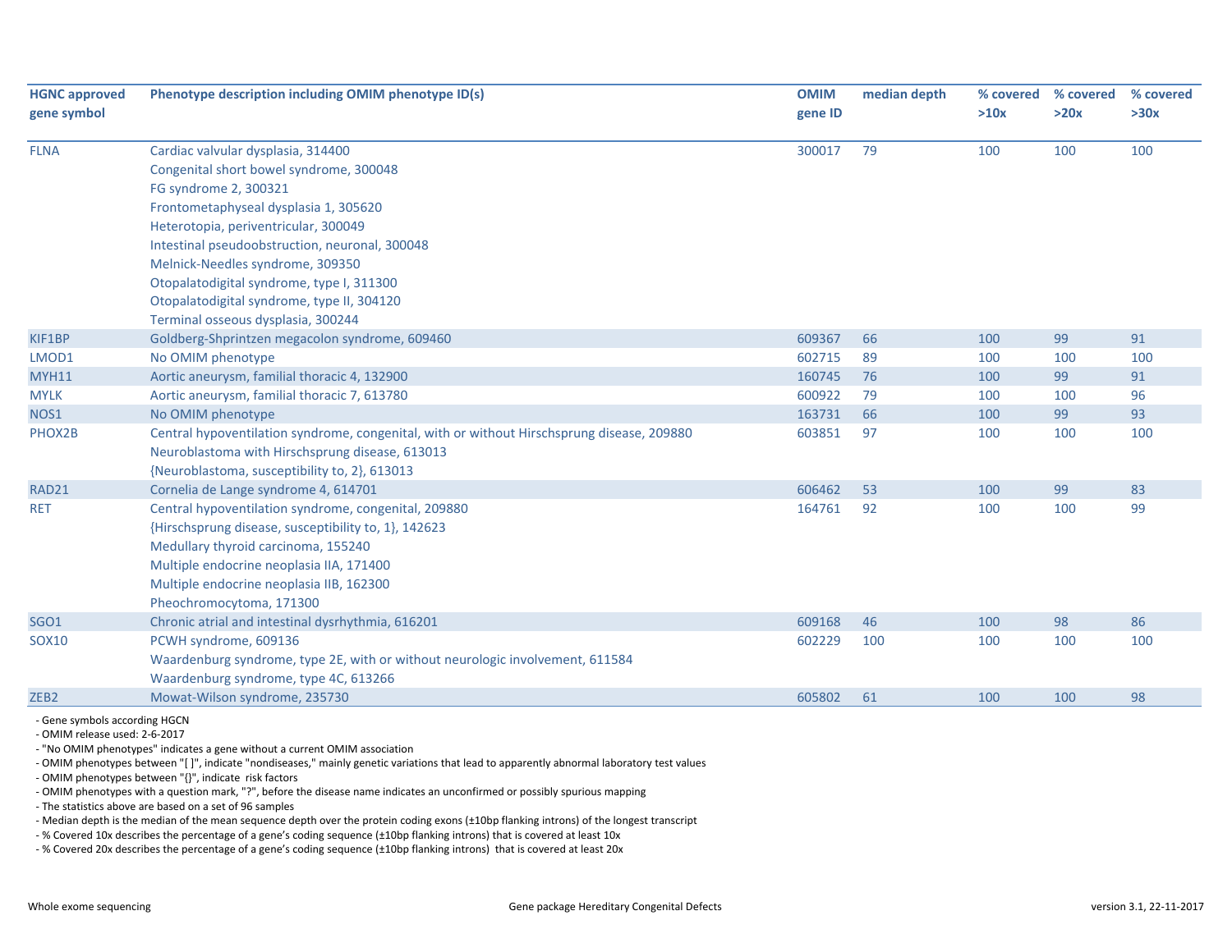| HGNC approved gene symbol | Phenotype description including OMIM phenotype ID(s) | OMIM gene ID | median depth | % covered >10x | % covered >20x | % covered >30x |
|---|---|---|---|---|---|---|
| FLNA | Cardiac valvular dysplasia, 314400 | 300017 | 79 | 100 | 100 | 100 |
| | Congenital short bowel syndrome, 300048 | | | | | |
| | FG syndrome 2, 300321 | | | | | |
| | Frontometaphyseal dysplasia 1, 305620 | | | | | |
| | Heterotopia, periventricular, 300049 | | | | | |
| | Intestinal pseudoobstruction, neuronal, 300048 | | | | | |
| | Melnick-Needles syndrome, 309350 | | | | | |
| | Otopalatodigital syndrome, type I, 311300 | | | | | |
| | Otopalatodigital syndrome, type II, 304120 | | | | | |
| | Terminal osseous dysplasia, 300244 | | | | | |
| KIF1BP | Goldberg-Shprintzen megacolon syndrome, 609460 | 609367 | 66 | 100 | 99 | 91 |
| LMOD1 | No OMIM phenotype | 602715 | 89 | 100 | 100 | 100 |
| MYH11 | Aortic aneurysm, familial thoracic 4, 132900 | 160745 | 76 | 100 | 99 | 91 |
| MYLK | Aortic aneurysm, familial thoracic 7, 613780 | 600922 | 79 | 100 | 100 | 96 |
| NOS1 | No OMIM phenotype | 163731 | 66 | 100 | 99 | 93 |
| PHOX2B | Central hypoventilation syndrome, congenital, with or without Hirschsprung disease, 209880 | 603851 | 97 | 100 | 100 | 100 |
| | Neuroblastoma with Hirschsprung disease, 613013 | | | | | |
| | {Neuroblastoma, susceptibility to, 2}, 613013 | | | | | |
| RAD21 | Cornelia de Lange syndrome 4, 614701 | 606462 | 53 | 100 | 99 | 83 |
| RET | Central hypoventilation syndrome, congenital, 209880 | 164761 | 92 | 100 | 100 | 99 |
| | {Hirschsprung disease, susceptibility to, 1}, 142623 | | | | | |
| | Medullary thyroid carcinoma, 155240 | | | | | |
| | Multiple endocrine neoplasia IIA, 171400 | | | | | |
| | Multiple endocrine neoplasia IIB, 162300 | | | | | |
| | Pheochromocytoma, 171300 | | | | | |
| SGO1 | Chronic atrial and intestinal dysrhythmia, 616201 | 609168 | 46 | 100 | 98 | 86 |
| SOX10 | PCWH syndrome, 609136 | 602229 | 100 | 100 | 100 | 100 |
| | Waardenburg syndrome, type 2E, with or without neurologic involvement, 611584 | | | | | |
| | Waardenburg syndrome, type 4C, 613266 | | | | | |
| ZEB2 | Mowat-Wilson syndrome, 235730 | 605802 | 61 | 100 | 100 | 98 |

- Gene symbols according HGCN
- OMIM release used: 2-6-2017
- "No OMIM phenotypes" indicates a gene without a current OMIM association
- OMIM phenotypes between "[ ]", indicate "nondiseases," mainly genetic variations that lead to apparently abnormal laboratory test values
- OMIM phenotypes between "{}", indicate risk factors
- OMIM phenotypes with a question mark, "?", before the disease name indicates an unconfirmed or possibly spurious mapping
- The statistics above are based on a set of 96 samples
- Median depth is the median of the mean sequence depth over the protein coding exons (±10bp flanking introns) of the longest transcript
- % Covered 10x describes the percentage of a gene's coding sequence (±10bp flanking introns) that is covered at least 10x
- % Covered 20x describes the percentage of a gene's coding sequence (±10bp flanking introns) that is covered at least 20x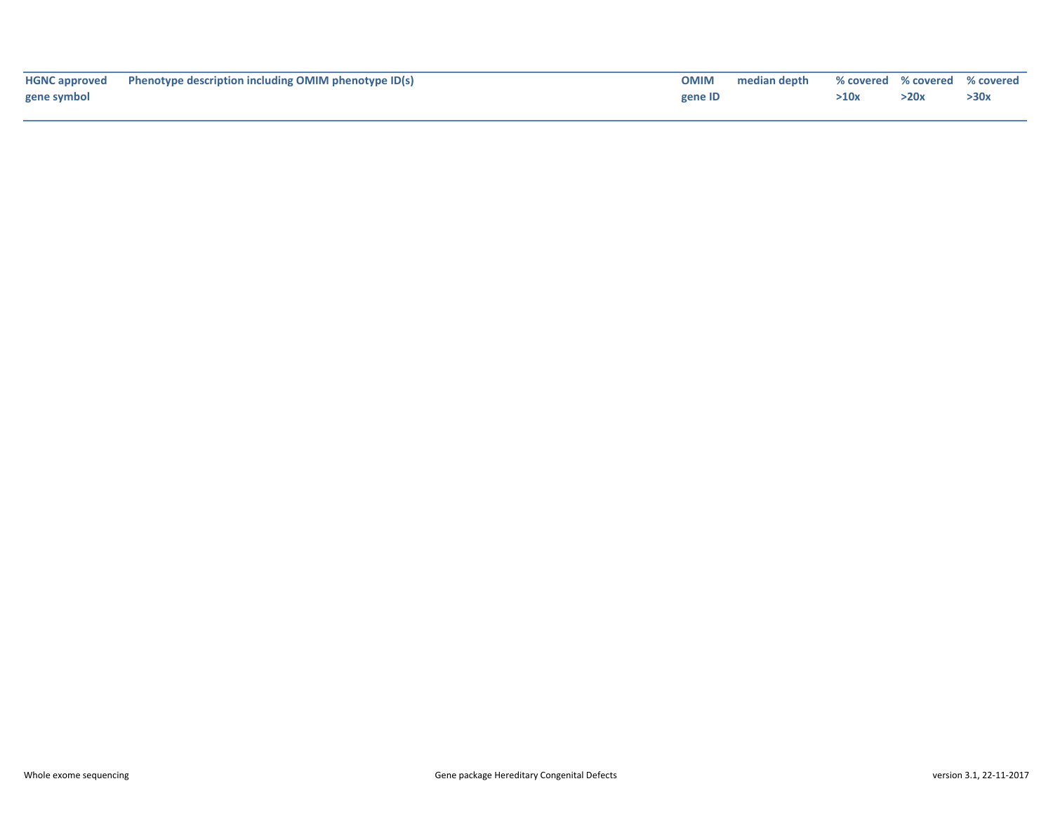| HGNC approved gene symbol | Phenotype description including OMIM phenotype ID(s) | OMIM gene ID | median depth | % covered >10x | % covered >20x | % covered >30x |
|---|---|---|---|---|---|---|